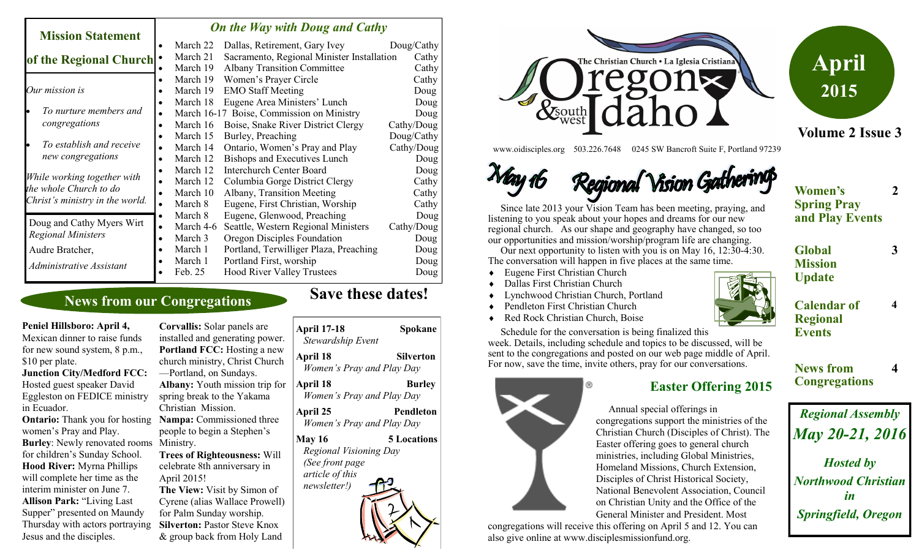# Oregon & southwest Idaho

The Christian Church • La Iglesia Cristiana

www.oidisciples.org 503.226.7648 0245 SW Bancroft Suite F, Portland 97239

**April 2015**

**Volume 2 Issue 3**

## Mission Statement of the Regional Church

*Our mission is*

- *To nurture members and congregations*
- *To establish and receive new congregations*

*While working together with the whole Church to do Christ's ministry in the world.*

Doug and Cathy Myers Wirt
*Regional Ministers*

Audre Bratcher,
*Administrative Assistant*

## *On the Way with Doug and Cathy*

- March 22 Dallas, Retirement, Gary Ivey — Doug/Cathy
- March 21 Sacramento, Regional Minister Installation — Cathy
- March 19 Albany Transition Committee — Cathy
- March 19 Women's Prayer Circle — Cathy
- March 19 EMO Staff Meeting — Doug
- March 18 Eugene Area Ministers' Lunch — Doug
- March 16-17 Boise, Commission on Ministry — Doug
- March 16 Boise, Snake River District Clergy — Cathy/Doug
- March 15 Burley, Preaching — Doug/Cathy
- March 14 Ontario, Women's Pray and Play — Cathy/Doug
- March 12 Bishops and Executives Lunch — Doug
- March 12 Interchurch Center Board — Doug
- March 12 Columbia Gorge District Clergy — Cathy
- March 10 Albany, Transition Meeting — Cathy
- March 8 Eugene, First Christian, Worship — Cathy
- March 8 Eugene, Glenwood, Preaching — Doug
- March 4-6 Seattle, Western Regional Ministers — Cathy/Doug
- March 3 Oregon Disciples Foundation — Doug
- March 1 Portland, Terwilliger Plaza, Preaching — Doug
- March 1 Portland First, worship — Doug
- Feb. 25 Hood River Valley Trustees — Doug

## News from our Congregations

**Peniel Hillsboro: April 4,** Mexican dinner to raise funds for new sound system, 8 p.m., $10 per plate.

**Junction City/Medford FCC:** Hosted guest speaker David Eggleston on FEDICE ministry in Ecuador.

**Ontario:** Thank you for hosting women's Pray and Play.

**Burley**: Newly renovated rooms for children's Sunday School.

**Hood River:** Myrna Phillips will complete her time as the interim minister on June 7.

**Allison Park:** "Living Last Supper" presented on Maundy Thursday with actors portraying Jesus and the disciples.

**Corvallis:** Solar panels are installed and generating power.

**Portland FCC:** Hosting a new church ministry, Christ Church—Portland, on Sundays.

**Albany:** Youth mission trip for spring break to the Yakama Christian Mission.

**Nampa:** Commissioned three people to begin a Stephen's Ministry.

**Trees of Righteousness:** Will celebrate 8th anniversary in April 2015!

**The View:** Visit by Simon of Cyrene (alias Wallace Prowell) for Palm Sunday worship.

**Silverton:** Pastor Steve Knox & group back from Holy Land

## Save these dates!

**April 17-18** — **Spokane**
*Stewardship Event*

**April 18** — **Silverton**
*Women's Pray and Play Day*

**April 18** — **Burley**
*Women's Pray and Play Day*

**April 25** — **Pendleton**
*Women's Pray and Play Day*

**May 16** — **5 Locations**
*Regional Visioning Day (See front page article of this newsletter!)*

## May 16 Regional Vision Gatherings

Since late 2013 your Vision Team has been meeting, praying, and listening to you speak about your hopes and dreams for our new regional church. As our shape and geography have changed, so too our opportunities and mission/worship/program life are changing.

Our next opportunity to listen with you is on May 16, 12:30-4:30. The conversation will happen in five places at the same time.

- Eugene First Christian Church
- Dallas First Christian Church
- Lynchwood Christian Church, Portland
- Pendleton First Christian Church
- Red Rock Christian Church, Boise

Schedule for the conversation is being finalized this week. Details, including schedule and topics to be discussed, will be sent to the congregations and posted on our web page middle of April. For now, save the time, invite others, pray for our conversations.

## Easter Offering 2015

Annual special offerings in congregations support the ministries of the Christian Church (Disciples of Christ). The Easter offering goes to general church ministries, including Global Ministries, Homeland Missions, Church Extension, Disciples of Christ Historical Society, National Benevolent Association, Council on Christian Unity and the Office of the General Minister and President. Most congregations will receive this offering on April 5 and 12. You can also give online at www.disciplesmissionfund.org.

## In this issue

| | |
|---|---|
| **Women's Spring Pray and Play Events** | **2** |
| **Global Mission Update** | **3** |
| **Calendar of Regional Events** | **4** |
| **News from Congregations** | **4** |

***Regional Assembly May 20-21, 2016***

***Hosted by Northwood Christian in Springfield, Oregon***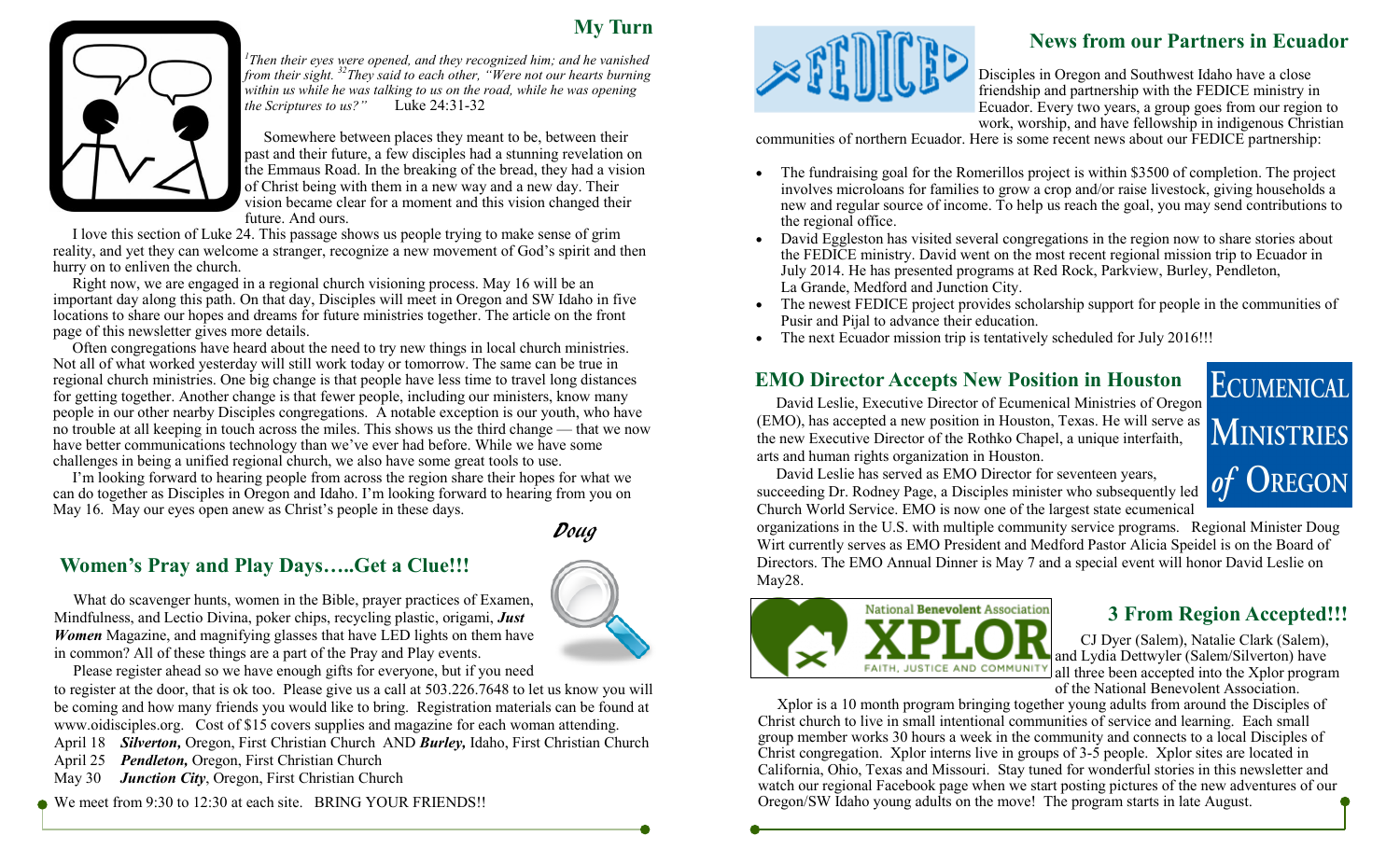## My Turn

*[1]Then their eyes were opened, and they recognized him; and he vanished from their sight. [32]They said to each other, "Were not our hearts burning within us while he was talking to us on the road, while he was opening the Scriptures to us?"* Luke 24:31-32

Somewhere between places they meant to be, between their past and their future, a few disciples had a stunning revelation on the Emmaus Road. In the breaking of the bread, they had a vision of Christ being with them in a new way and a new day. Their vision became clear for a moment and this vision changed their future. And ours.

I love this section of Luke 24. This passage shows us people trying to make sense of grim reality, and yet they can welcome a stranger, recognize a new movement of God's spirit and then hurry on to enliven the church.

Right now, we are engaged in a regional church visioning process. May 16 will be an important day along this path. On that day, Disciples will meet in Oregon and SW Idaho in five locations to share our hopes and dreams for future ministries together. The article on the front page of this newsletter gives more details.

Often congregations have heard about the need to try new things in local church ministries. Not all of what worked yesterday will still work today or tomorrow. The same can be true in regional church ministries. One big change is that people have less time to travel long distances for getting together. Another change is that fewer people, including our ministers, know many people in our other nearby Disciples congregations. A notable exception is our youth, who have no trouble at all keeping in touch across the miles. This shows us the third change — that we now have better communications technology than we've ever had before. While we have some challenges in being a unified regional church, we also have some great tools to use.

I'm looking forward to hearing people from across the region share their hopes for what we can do together as Disciples in Oregon and Idaho. I'm looking forward to hearing from you on May 16. May our eyes open anew as Christ's people in these days.

*Doug*

## Women's Pray and Play Days…..Get a Clue!!!

What do scavenger hunts, women in the Bible, prayer practices of Examen, Mindfulness, and Lectio Divina, poker chips, recycling plastic, origami, ***Just Women*** Magazine, and magnifying glasses that have LED lights on them have in common? All of these things are a part of the Pray and Play events.

Please register ahead so we have enough gifts for everyone, but if you need to register at the door, that is ok too. Please give us a call at 503.226.7648 to let us know you will be coming and how many friends you would like to bring. Registration materials can be found at www.oidisciples.org. Cost of $15 covers supplies and magazine for each woman attending.

April 18 ***Silverton,*** Oregon, First Christian Church AND ***Burley,*** Idaho, First Christian Church
April 25 ***Pendleton,*** Oregon, First Christian Church
May 30 ***Junction City***, Oregon, First Christian Church

We meet from 9:30 to 12:30 at each site. BRING YOUR FRIENDS!!

## News from our Partners in Ecuador

Disciples in Oregon and Southwest Idaho have a close friendship and partnership with the FEDICE ministry in Ecuador. Every two years, a group goes from our region to work, worship, and have fellowship in indigenous Christian communities of northern Ecuador. Here is some recent news about our FEDICE partnership:

- The fundraising goal for the Romerillos project is within $3500 of completion. The project involves microloans for families to grow a crop and/or raise livestock, giving households a new and regular source of income. To help us reach the goal, you may send contributions to the regional office.
- David Eggleston has visited several congregations in the region now to share stories about the FEDICE ministry. David went on the most recent regional mission trip to Ecuador in July 2014. He has presented programs at Red Rock, Parkview, Burley, Pendleton, La Grande, Medford and Junction City.
- The newest FEDICE project provides scholarship support for people in the communities of Pusir and Pijal to advance their education.
- The next Ecuador mission trip is tentatively scheduled for July 2016!!!

## EMO Director Accepts New Position in Houston

David Leslie, Executive Director of Ecumenical Ministries of Oregon (EMO), has accepted a new position in Houston, Texas. He will serve as the new Executive Director of the Rothko Chapel, a unique interfaith, arts and human rights organization in Houston.

David Leslie has served as EMO Director for seventeen years, succeeding Dr. Rodney Page, a Disciples minister who subsequently led Church World Service. EMO is now one of the largest state ecumenical organizations in the U.S. with multiple community service programs. Regional Minister Doug Wirt currently serves as EMO President and Medford Pastor Alicia Speidel is on the Board of Directors. The EMO Annual Dinner is May 7 and a special event will honor David Leslie on May28.

## 3 From Region Accepted!!!

CJ Dyer (Salem), Natalie Clark (Salem), and Lydia Dettwyler (Salem/Silverton) have all three been accepted into the Xplor program of the National Benevolent Association.

Xplor is a 10 month program bringing together young adults from around the Disciples of Christ church to live in small intentional communities of service and learning. Each small group member works 30 hours a week in the community and connects to a local Disciples of Christ congregation. Xplor interns live in groups of 3-5 people. Xplor sites are located in California, Ohio, Texas and Missouri. Stay tuned for wonderful stories in this newsletter and watch our regional Facebook page when we start posting pictures of the new adventures of our Oregon/SW Idaho young adults on the move! The program starts in late August.